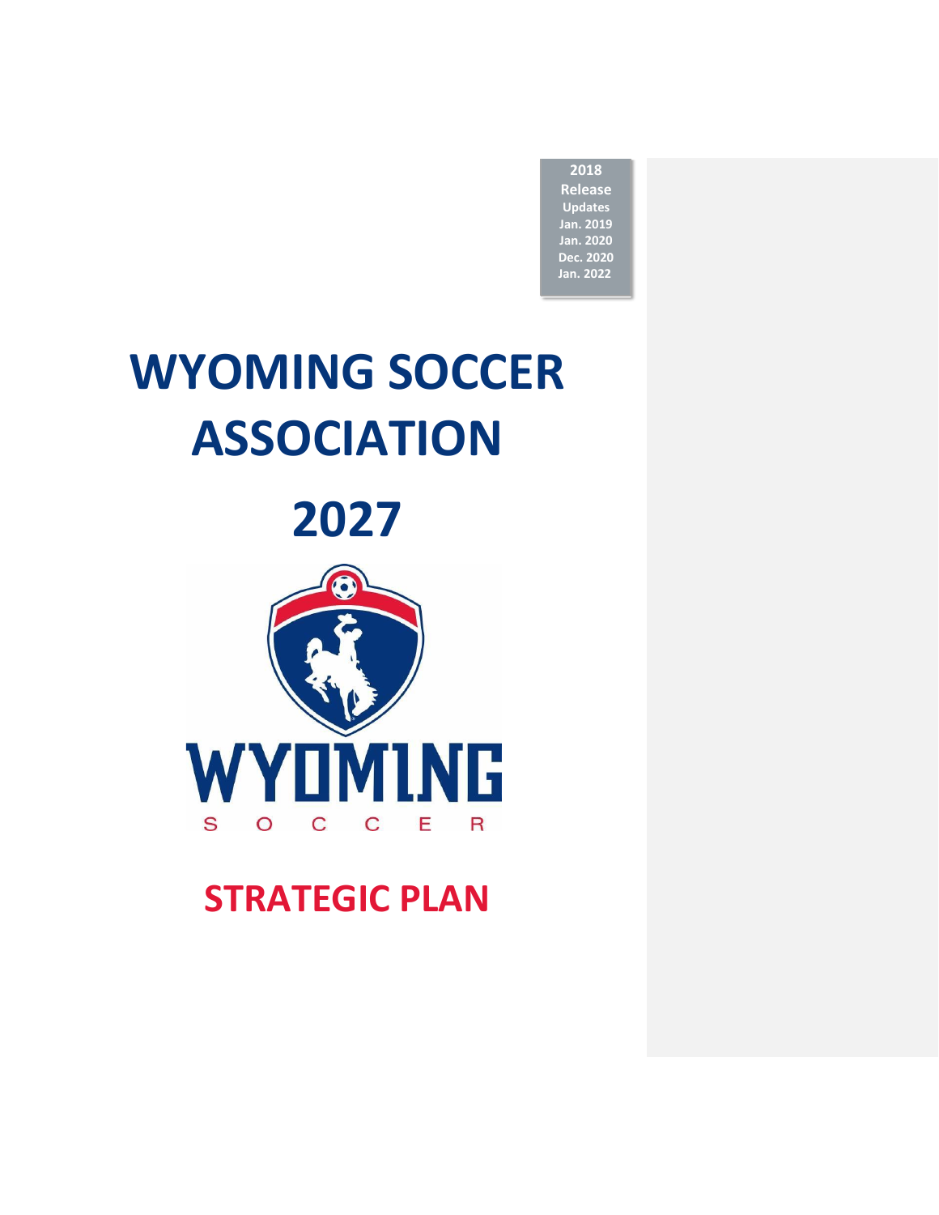2018
Release
Updates
Jan. 2019
Jan. 2020
Dec. 2020
Jan. 2022

# WYOMING SOCCER ASSOCIATION

# 2027

WYOMING
SOCCER

# STRATEGIC PLAN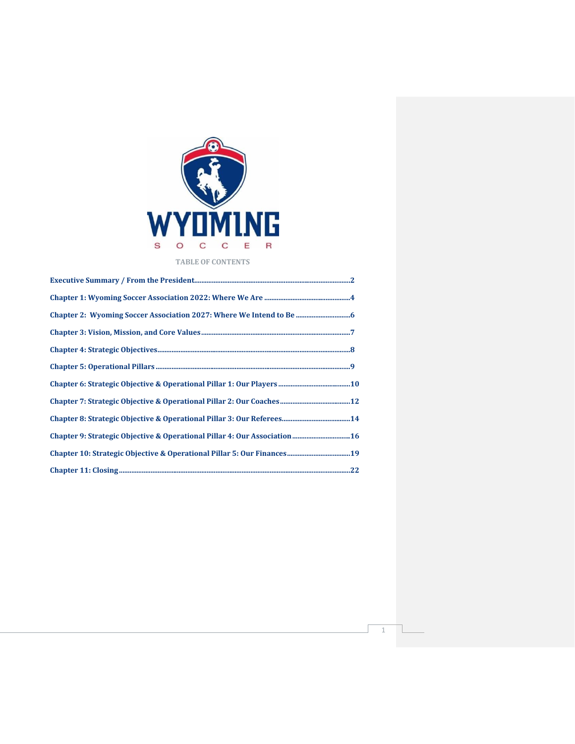**TABLE OF CONTENTS**

- **Executive Summary / From the President.....2**
- **Chapter 1: Wyoming Soccer Association 2022: Where We Are.....4**
- **Chapter 2: Wyoming Soccer Association 2027: Where We Intend to Be.....6**
- **Chapter 3: Vision, Mission, and Core Values.....7**
- **Chapter 4: Strategic Objectives.....8**
- **Chapter 5: Operational Pillars.....9**
- **Chapter 6: Strategic Objective & Operational Pillar 1: Our Players.....10**
- **Chapter 7: Strategic Objective & Operational Pillar 2: Our Coaches.....12**
- **Chapter 8: Strategic Objective & Operational Pillar 3: Our Referees.....14**
- **Chapter 9: Strategic Objective & Operational Pillar 4: Our Association.....16**
- **Chapter 10: Strategic Objective & Operational Pillar 5: Our Finances.....19**
- **Chapter 11: Closing.....22**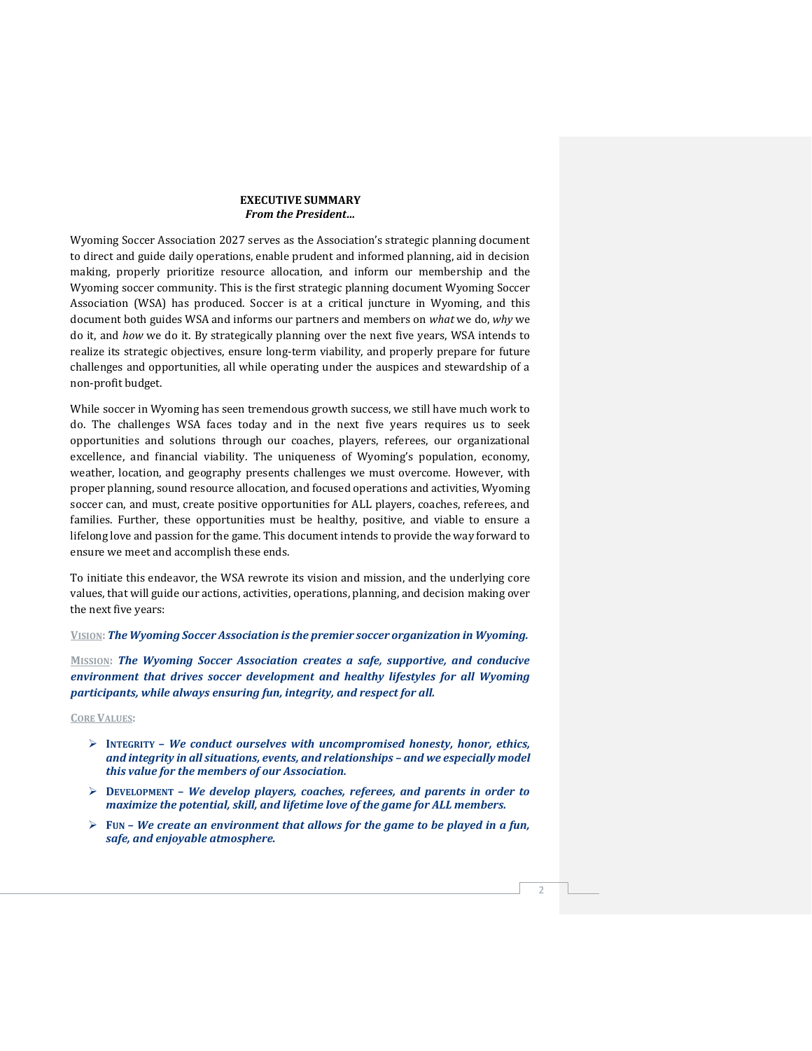# EXECUTIVE SUMMARY

***From the President…***

Wyoming Soccer Association 2027 serves as the Association's strategic planning document to direct and guide daily operations, enable prudent and informed planning, aid in decision making, properly prioritize resource allocation, and inform our membership and the Wyoming soccer community. This is the first strategic planning document Wyoming Soccer Association (WSA) has produced. Soccer is at a critical juncture in Wyoming, and this document both guides WSA and informs our partners and members on *what* we do, *why* we do it, and *how* we do it. By strategically planning over the next five years, WSA intends to realize its strategic objectives, ensure long-term viability, and properly prepare for future challenges and opportunities, all while operating under the auspices and stewardship of a non-profit budget.

While soccer in Wyoming has seen tremendous growth success, we still have much work to do. The challenges WSA faces today and in the next five years requires us to seek opportunities and solutions through our coaches, players, referees, our organizational excellence, and financial viability. The uniqueness of Wyoming's population, economy, weather, location, and geography presents challenges we must overcome. However, with proper planning, sound resource allocation, and focused operations and activities, Wyoming soccer can, and must, create positive opportunities for ALL players, coaches, referees, and families. Further, these opportunities must be healthy, positive, and viable to ensure a lifelong love and passion for the game. This document intends to provide the way forward to ensure we meet and accomplish these ends.

To initiate this endeavor, the WSA rewrote its vision and mission, and the underlying core values, that will guide our actions, activities, operations, planning, and decision making over the next five years:

**VISION:** ***The Wyoming Soccer Association is the premier soccer organization in Wyoming.***

**MISSION:** ***The Wyoming Soccer Association creates a safe, supportive, and conducive environment that drives soccer development and healthy lifestyles for all Wyoming participants, while always ensuring fun, integrity, and respect for all.***

**CORE VALUES:**

- **INTEGRITY** – ***We conduct ourselves with uncompromised honesty, honor, ethics, and integrity in all situations, events, and relationships – and we especially model this value for the members of our Association.***
- **DEVELOPMENT** – ***We develop players, coaches, referees, and parents in order to maximize the potential, skill, and lifetime love of the game for ALL members.***
- **FUN** – ***We create an environment that allows for the game to be played in a fun, safe, and enjoyable atmosphere.***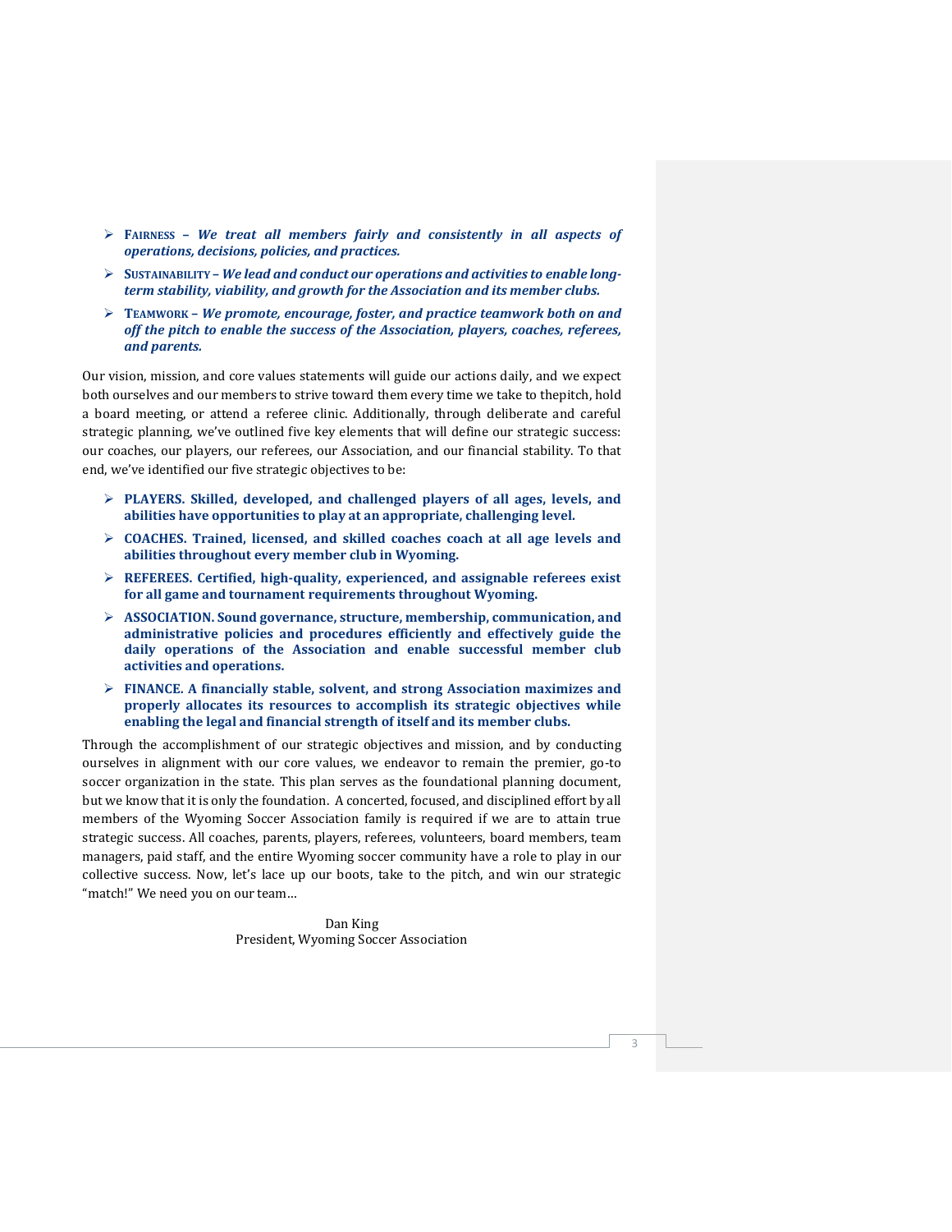- **Fairness** – ***We treat all members fairly and consistently in all aspects of operations, decisions, policies, and practices.***
- **Sustainability** – ***We lead and conduct our operations and activities to enable long-term stability, viability, and growth for the Association and its member clubs.***
- **Teamwork** – ***We promote, encourage, foster, and practice teamwork both on and off the pitch to enable the success of the Association, players, coaches, referees, and parents.***

Our vision, mission, and core values statements will guide our actions daily, and we expect both ourselves and our members to strive toward them every time we take to thepitch, hold a board meeting, or attend a referee clinic. Additionally, through deliberate and careful strategic planning, we've outlined five key elements that will define our strategic success: our coaches, our players, our referees, our Association, and our financial stability. To that end, we've identified our five strategic objectives to be:

- **PLAYERS. Skilled, developed, and challenged players of all ages, levels, and abilities have opportunities to play at an appropriate, challenging level.**
- **COACHES. Trained, licensed, and skilled coaches coach at all age levels and abilities throughout every member club in Wyoming.**
- **REFEREES. Certified, high-quality, experienced, and assignable referees exist for all game and tournament requirements throughout Wyoming.**
- **ASSOCIATION. Sound governance, structure, membership, communication, and administrative policies and procedures efficiently and effectively guide the daily operations of the Association and enable successful member club activities and operations.**
- **FINANCE. A financially stable, solvent, and strong Association maximizes and properly allocates its resources to accomplish its strategic objectives while enabling the legal and financial strength of itself and its member clubs.**

Through the accomplishment of our strategic objectives and mission, and by conducting ourselves in alignment with our core values, we endeavor to remain the premier, go-to soccer organization in the state. This plan serves as the foundational planning document, but we know that it is only the foundation. A concerted, focused, and disciplined effort by all members of the Wyoming Soccer Association family is required if we are to attain true strategic success. All coaches, parents, players, referees, volunteers, board members, team managers, paid staff, and the entire Wyoming soccer community have a role to play in our collective success. Now, let's lace up our boots, take to the pitch, and win our strategic "match!" We need you on our team…

Dan King
President, Wyoming Soccer Association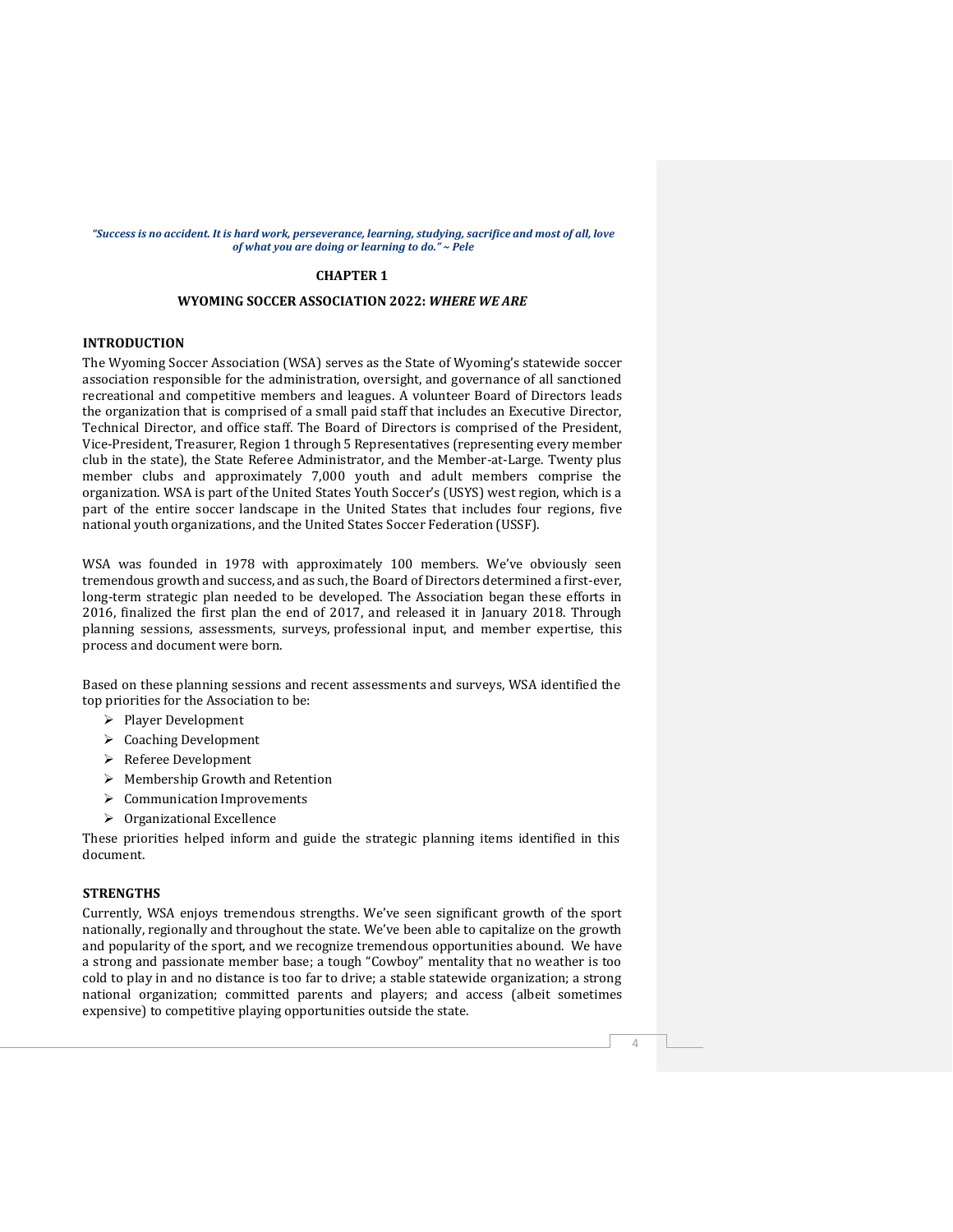***"Success is no accident. It is hard work, perseverance, learning, studying, sacrifice and most of all, love of what you are doing or learning to do." ~ Pele***

**CHAPTER 1**

**WYOMING SOCCER ASSOCIATION 2022: *WHERE WE ARE***

## INTRODUCTION

The Wyoming Soccer Association (WSA) serves as the State of Wyoming's statewide soccer association responsible for the administration, oversight, and governance of all sanctioned recreational and competitive members and leagues. A volunteer Board of Directors leads the organization that is comprised of a small paid staff that includes an Executive Director, Technical Director, and office staff. The Board of Directors is comprised of the President, Vice-President, Treasurer, Region 1 through 5 Representatives (representing every member club in the state), the State Referee Administrator, and the Member-at-Large. Twenty plus member clubs and approximately 7,000 youth and adult members comprise the organization. WSA is part of the United States Youth Soccer's (USYS) west region, which is a part of the entire soccer landscape in the United States that includes four regions, five national youth organizations, and the United States Soccer Federation (USSF).

WSA was founded in 1978 with approximately 100 members. We've obviously seen tremendous growth and success, and as such, the Board of Directors determined a first-ever, long-term strategic plan needed to be developed. The Association began these efforts in 2016, finalized the first plan the end of 2017, and released it in January 2018. Through planning sessions, assessments, surveys, professional input, and member expertise, this process and document were born.

Based on these planning sessions and recent assessments and surveys, WSA identified the top priorities for the Association to be:

- Player Development
- Coaching Development
- Referee Development
- Membership Growth and Retention
- Communication Improvements
- Organizational Excellence

These priorities helped inform and guide the strategic planning items identified in this document.

## STRENGTHS

Currently, WSA enjoys tremendous strengths. We've seen significant growth of the sport nationally, regionally and throughout the state. We've been able to capitalize on the growth and popularity of the sport, and we recognize tremendous opportunities abound. We have a strong and passionate member base; a tough "Cowboy" mentality that no weather is too cold to play in and no distance is too far to drive; a stable statewide organization; a strong national organization; committed parents and players; and access (albeit sometimes expensive) to competitive playing opportunities outside the state.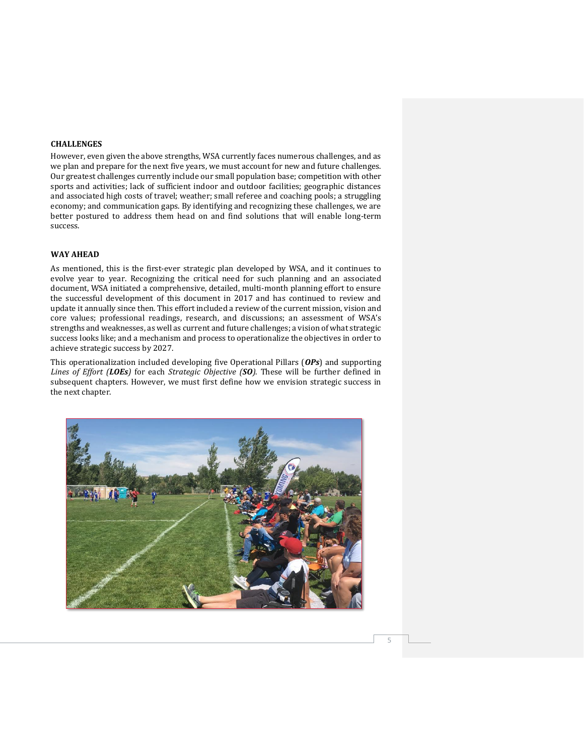### CHALLENGES

However, even given the above strengths, WSA currently faces numerous challenges, and as we plan and prepare for the next five years, we must account for new and future challenges. Our greatest challenges currently include our small population base; competition with other sports and activities; lack of sufficient indoor and outdoor facilities; geographic distances and associated high costs of travel; weather; small referee and coaching pools; a struggling economy; and communication gaps. By identifying and recognizing these challenges, we are better postured to address them head on and find solutions that will enable long-term success.

### WAY AHEAD

As mentioned, this is the first-ever strategic plan developed by WSA, and it continues to evolve year to year. Recognizing the critical need for such planning and an associated document, WSA initiated a comprehensive, detailed, multi-month planning effort to ensure the successful development of this document in 2017 and has continued to review and update it annually since then. This effort included a review of the current mission, vision and core values; professional readings, research, and discussions; an assessment of WSA's strengths and weaknesses, as well as current and future challenges; a vision of what strategic success looks like; and a mechanism and process to operationalize the objectives in order to achieve strategic success by 2027.

This operationalization included developing five Operational Pillars (***OPs***) and supporting *Lines of Effort (**LOEs**)* for each *Strategic Objective (**SO**)*. These will be further defined in subsequent chapters. However, we must first define how we envision strategic success in the next chapter.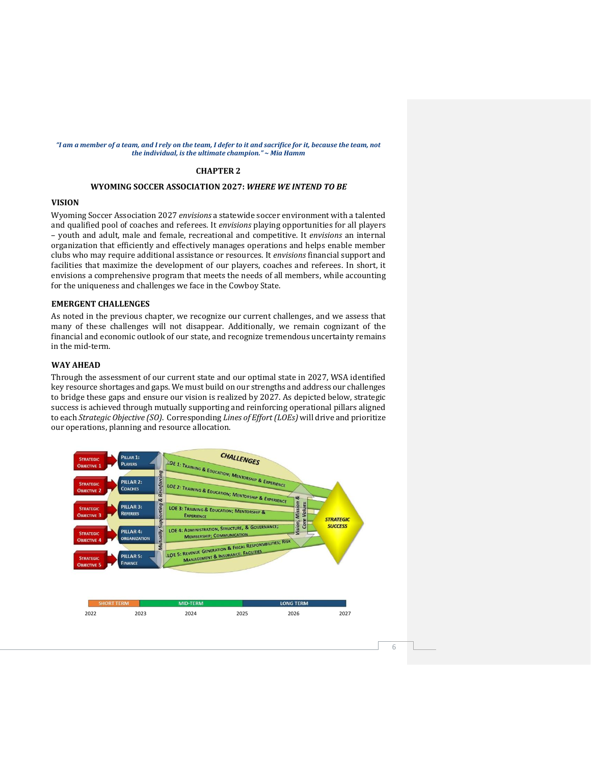*"I am a member of a team, and I rely on the team, I defer to it and sacrifice for it, because the team, not the individual, is the ultimate champion." ~ Mia Hamm*

# CHAPTER 2

## WYOMING SOCCER ASSOCIATION 2027: *WHERE WE INTEND TO BE*

### VISION

Wyoming Soccer Association 2027 *envisions* a statewide soccer environment with a talented and qualified pool of coaches and referees. It *envisions* playing opportunities for all players – youth and adult, male and female, recreational and competitive. It *envisions* an internal organization that efficiently and effectively manages operations and helps enable member clubs who may require additional assistance or resources. It *envisions* financial support and facilities that maximize the development of our players, coaches and referees. In short, it envisions a comprehensive program that meets the needs of all members, while accounting for the uniqueness and challenges we face in the Cowboy State.

### EMERGENT CHALLENGES

As noted in the previous chapter, we recognize our current challenges, and we assess that many of these challenges will not disappear. Additionally, we remain cognizant of the financial and economic outlook of our state, and recognize tremendous uncertainty remains in the mid-term.

### WAY AHEAD

Through the assessment of our current state and our optimal state in 2027, WSA identified key resource shortages and gaps. We must build on our strengths and address our challenges to bridge these gaps and ensure our vision is realized by 2027. As depicted below, strategic success is achieved through mutually supporting and reinforcing operational pillars aligned to each *Strategic Objective (SO).* Corresponding *Lines of Effort (LOEs)* will drive and prioritize our operations, planning and resource allocation.

| Strategic Objective | Pillar | Line of Effort |
|---|---|---|
| Strategic Objective 1 | Pillar 1: Players | LOE 1: Training & Education; Mentorship & Experience |
| Strategic Objective 2 | Pillar 2: Coaches | LOE 2: Training & Education; Mentorship & Experience |
| Strategic Objective 3 | Pillar 3: Referees | LOE 3: Training & Education; Mentorship & Experience |
| Strategic Objective 4 | Pillar 4: Organization | LOE 4: Administration, Structure, & Governance; Membership; Communication |
| Strategic Objective 5 | Pillar 5: Finance | LOE 5: Revenue Generation & Fiscal Responsibilities; Risk Management & Insurance; Facilities |

Challenges — Mutually Supporting & Reinforcing — Vision, Mission & Core Values — Strategic Success

| Short Term | | Mid-Term | | Long Term | |
|---|---|---|---|---|---|
| 2022 | 2023 | 2024 | 2025 | 2026 | 2027 |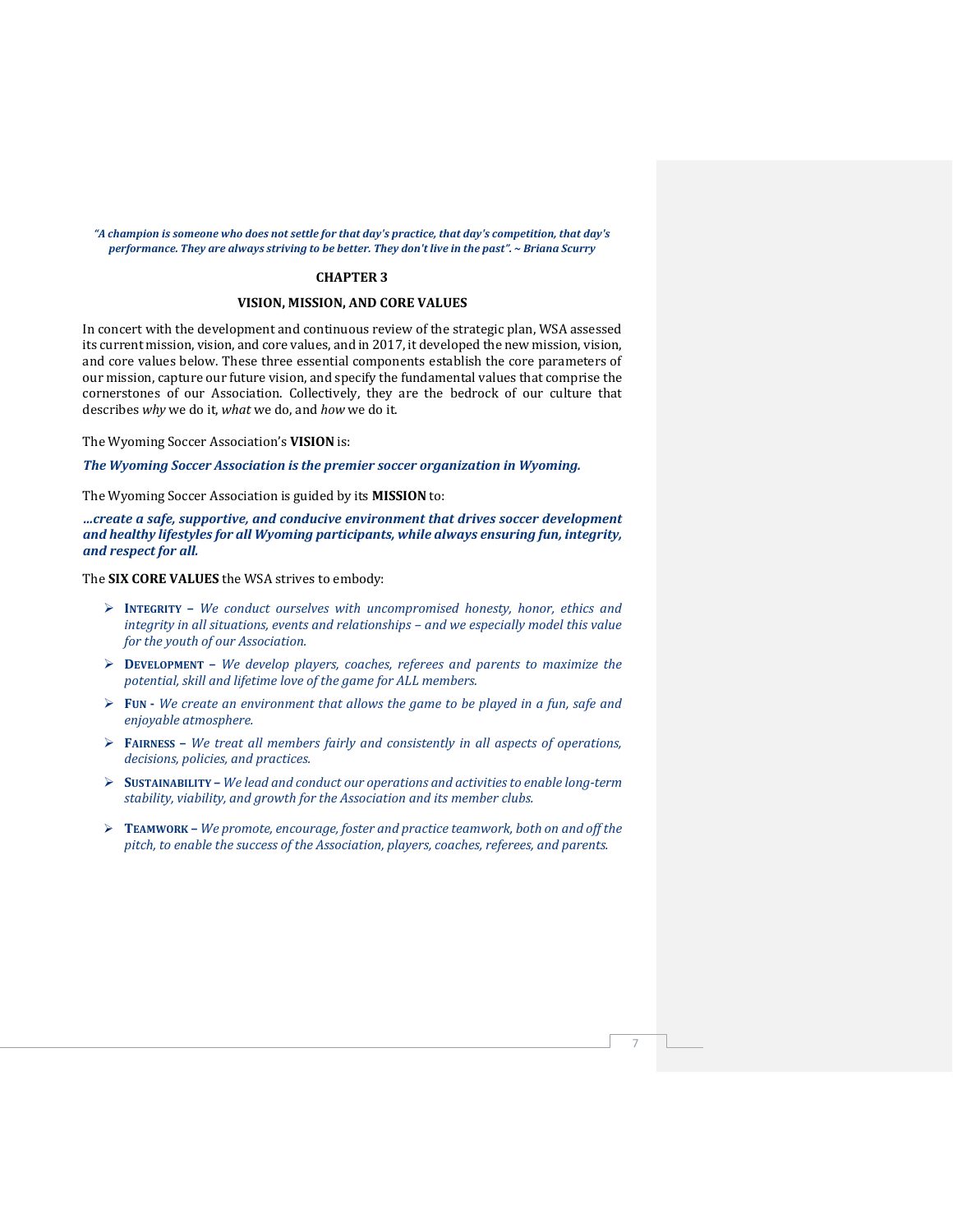***"A champion is someone who does not settle for that day's practice, that day's competition, that day's performance. They are always striving to be better. They don't live in the past". ~ Briana Scurry***

## CHAPTER 3

## VISION, MISSION, AND CORE VALUES

In concert with the development and continuous review of the strategic plan, WSA assessed its current mission, vision, and core values, and in 2017, it developed the new mission, vision, and core values below. These three essential components establish the core parameters of our mission, capture our future vision, and specify the fundamental values that comprise the cornerstones of our Association. Collectively, they are the bedrock of our culture that describes *why* we do it, *what* we do, and *how* we do it.

The Wyoming Soccer Association's **VISION** is:

***The Wyoming Soccer Association is the premier soccer organization in Wyoming.***

The Wyoming Soccer Association is guided by its **MISSION** to:

***...create a safe, supportive, and conducive environment that drives soccer development and healthy lifestyles for all Wyoming participants, while always ensuring fun, integrity, and respect for all.***

The **SIX CORE VALUES** the WSA strives to embody:

- **INTEGRITY** – *We conduct ourselves with uncompromised honesty, honor, ethics and integrity in all situations, events and relationships – and we especially model this value for the youth of our Association.*
- **DEVELOPMENT** – *We develop players, coaches, referees and parents to maximize the potential, skill and lifetime love of the game for ALL members.*
- **FUN** - *We create an environment that allows the game to be played in a fun, safe and enjoyable atmosphere.*
- **FAIRNESS** – *We treat all members fairly and consistently in all aspects of operations, decisions, policies, and practices.*
- **SUSTAINABILITY** – *We lead and conduct our operations and activities to enable long-term stability, viability, and growth for the Association and its member clubs.*
- **TEAMWORK** – *We promote, encourage, foster and practice teamwork, both on and off the pitch, to enable the success of the Association, players, coaches, referees, and parents.*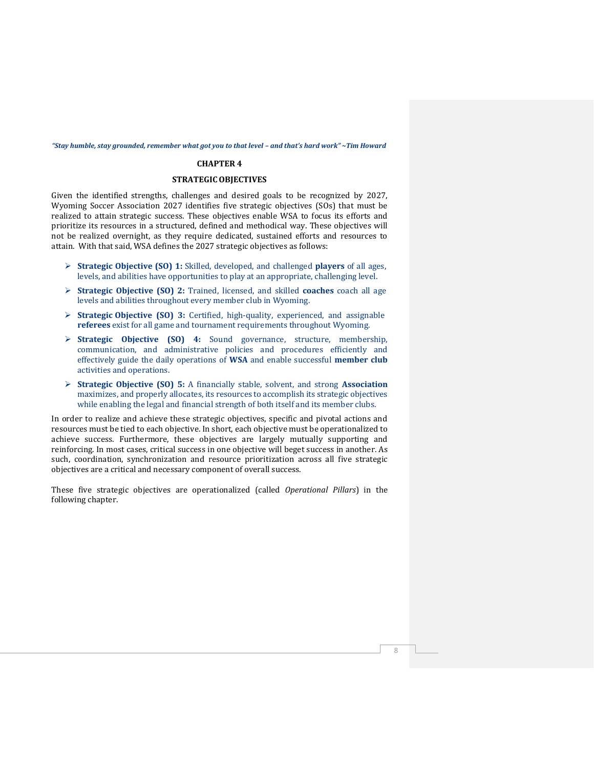*"Stay humble, stay grounded, remember what got you to that level – and that's hard work" ~Tim Howard*

# CHAPTER 4

## STRATEGIC OBJECTIVES

Given the identified strengths, challenges and desired goals to be recognized by 2027, Wyoming Soccer Association 2027 identifies five strategic objectives (SOs) that must be realized to attain strategic success. These objectives enable WSA to focus its efforts and prioritize its resources in a structured, defined and methodical way. These objectives will not be realized overnight, as they require dedicated, sustained efforts and resources to attain. With that said, WSA defines the 2027 strategic objectives as follows:

- **Strategic Objective (SO) 1:** Skilled, developed, and challenged **players** of all ages, levels, and abilities have opportunities to play at an appropriate, challenging level.
- **Strategic Objective (SO) 2:** Trained, licensed, and skilled **coaches** coach all age levels and abilities throughout every member club in Wyoming.
- **Strategic Objective (SO) 3:** Certified, high-quality, experienced, and assignable **referees** exist for all game and tournament requirements throughout Wyoming.
- **Strategic Objective (SO) 4:** Sound governance, structure, membership, communication, and administrative policies and procedures efficiently and effectively guide the daily operations of **WSA** and enable successful **member club** activities and operations.
- **Strategic Objective (SO) 5:** A financially stable, solvent, and strong **Association** maximizes, and properly allocates, its resources to accomplish its strategic objectives while enabling the legal and financial strength of both itself and its member clubs.

In order to realize and achieve these strategic objectives, specific and pivotal actions and resources must be tied to each objective. In short, each objective must be operationalized to achieve success. Furthermore, these objectives are largely mutually supporting and reinforcing. In most cases, critical success in one objective will beget success in another. As such, coordination, synchronization and resource prioritization across all five strategic objectives are a critical and necessary component of overall success.

These five strategic objectives are operationalized (called *Operational Pillars*) in the following chapter.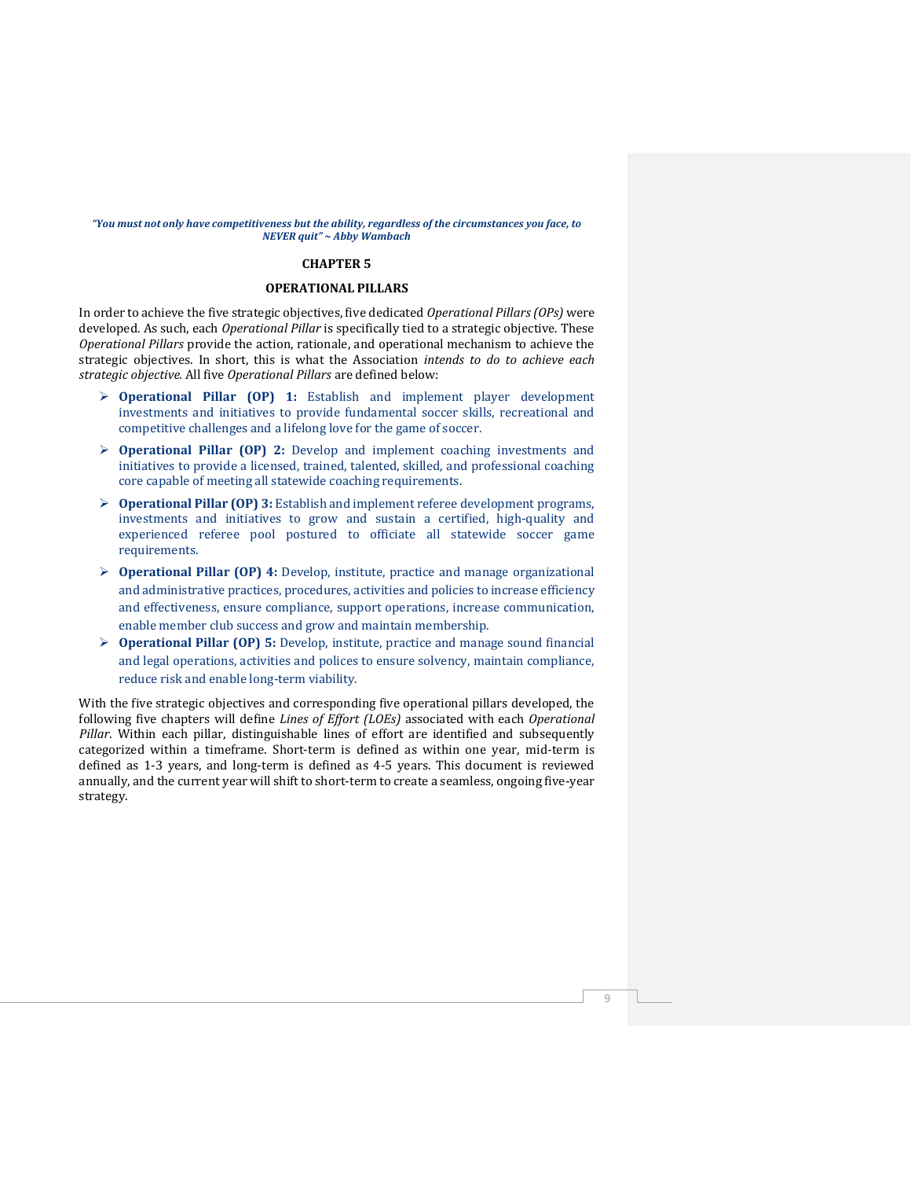***"You must not only have competitiveness but the ability, regardless of the circumstances you face, to NEVER quit" ~ Abby Wambach***

# CHAPTER 5

## OPERATIONAL PILLARS

In order to achieve the five strategic objectives, five dedicated *Operational Pillars (OPs)* were developed. As such, each *Operational Pillar* is specifically tied to a strategic objective. These *Operational Pillars* provide the action, rationale, and operational mechanism to achieve the strategic objectives. In short, this is what the Association *intends to do to achieve each strategic objective.* All five *Operational Pillars* are defined below:

- **Operational Pillar (OP) 1:** Establish and implement player development investments and initiatives to provide fundamental soccer skills, recreational and competitive challenges and a lifelong love for the game of soccer.
- **Operational Pillar (OP) 2:** Develop and implement coaching investments and initiatives to provide a licensed, trained, talented, skilled, and professional coaching core capable of meeting all statewide coaching requirements.
- **Operational Pillar (OP) 3:** Establish and implement referee development programs, investments and initiatives to grow and sustain a certified, high-quality and experienced referee pool postured to officiate all statewide soccer game requirements.
- **Operational Pillar (OP) 4:** Develop, institute, practice and manage organizational and administrative practices, procedures, activities and policies to increase efficiency and effectiveness, ensure compliance, support operations, increase communication, enable member club success and grow and maintain membership.
- **Operational Pillar (OP) 5:** Develop, institute, practice and manage sound financial and legal operations, activities and polices to ensure solvency, maintain compliance, reduce risk and enable long-term viability.

With the five strategic objectives and corresponding five operational pillars developed, the following five chapters will define *Lines of Effort (LOEs)* associated with each *Operational Pillar*. Within each pillar, distinguishable lines of effort are identified and subsequently categorized within a timeframe. Short-term is defined as within one year, mid-term is defined as 1-3 years, and long-term is defined as 4-5 years. This document is reviewed annually, and the current year will shift to short-term to create a seamless, ongoing five-year strategy.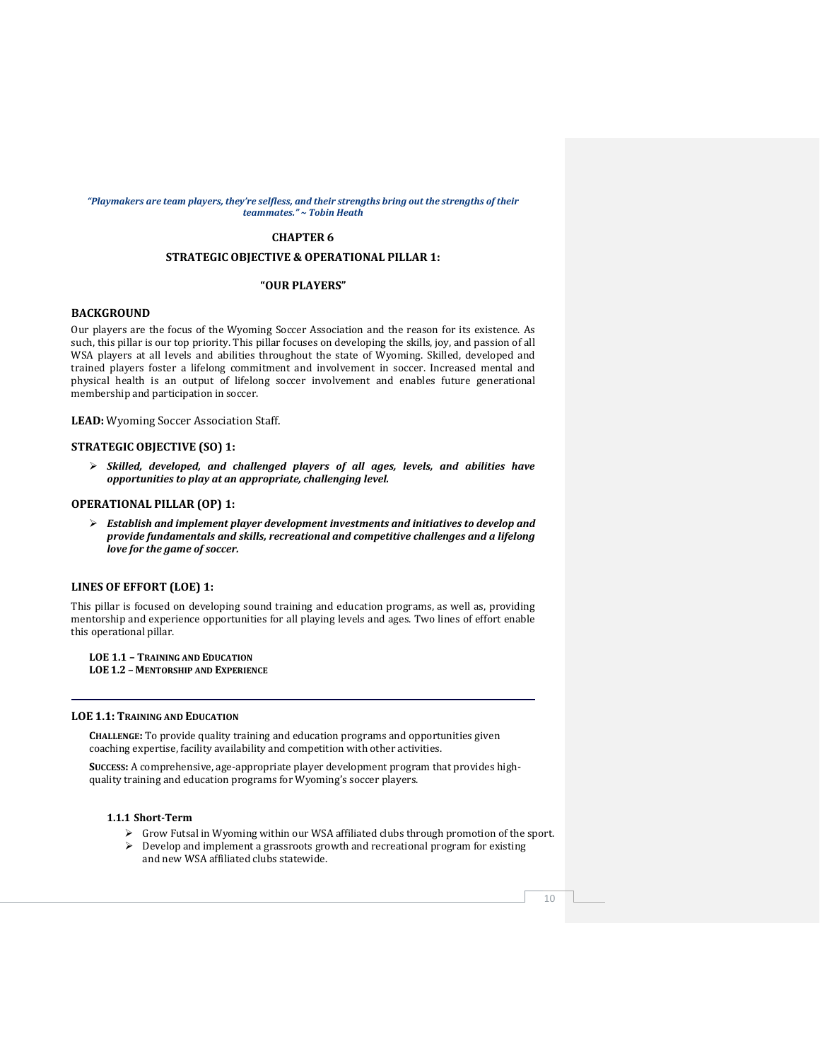*"Playmakers are team players, they're selfless, and their strengths bring out the strengths of their teammates." ~ Tobin Heath*

# CHAPTER 6

## STRATEGIC OBJECTIVE & OPERATIONAL PILLAR 1:

## "OUR PLAYERS"

### BACKGROUND

Our players are the focus of the Wyoming Soccer Association and the reason for its existence. As such, this pillar is our top priority. This pillar focuses on developing the skills, joy, and passion of all WSA players at all levels and abilities throughout the state of Wyoming. Skilled, developed and trained players foster a lifelong commitment and involvement in soccer. Increased mental and physical health is an output of lifelong soccer involvement and enables future generational membership and participation in soccer.

**LEAD:** Wyoming Soccer Association Staff.

### STRATEGIC OBJECTIVE (SO) 1:

- ***Skilled, developed, and challenged players of all ages, levels, and abilities have opportunities to play at an appropriate, challenging level.***

### OPERATIONAL PILLAR (OP) 1:

- ***Establish and implement player development investments and initiatives to develop and provide fundamentals and skills, recreational and competitive challenges and a lifelong love for the game of soccer.***

### LINES OF EFFORT (LOE) 1:

This pillar is focused on developing sound training and education programs, as well as, providing mentorship and experience opportunities for all playing levels and ages. Two lines of effort enable this operational pillar.

**LOE 1.1 – TRAINING AND EDUCATION**
**LOE 1.2 – MENTORSHIP AND EXPERIENCE**

---

### LOE 1.1: TRAINING AND EDUCATION

**CHALLENGE:** To provide quality training and education programs and opportunities given coaching expertise, facility availability and competition with other activities.

**SUCCESS:** A comprehensive, age-appropriate player development program that provides high-quality training and education programs for Wyoming's soccer players.

#### 1.1.1 Short-Term

- Grow Futsal in Wyoming within our WSA affiliated clubs through promotion of the sport.
- Develop and implement a grassroots growth and recreational program for existing and new WSA affiliated clubs statewide.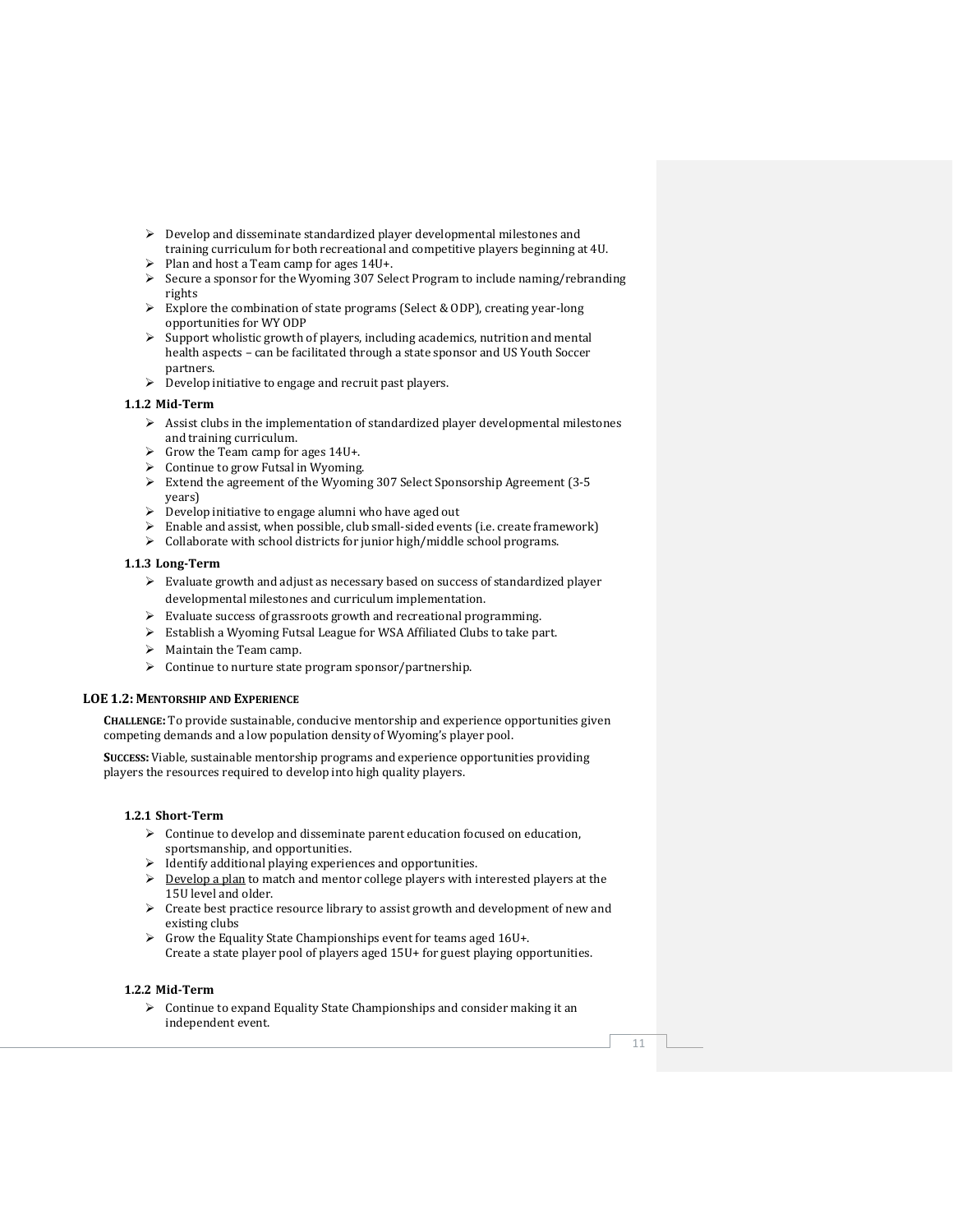- Develop and disseminate standardized player developmental milestones and training curriculum for both recreational and competitive players beginning at 4U.
- Plan and host a Team camp for ages 14U+.
- Secure a sponsor for the Wyoming 307 Select Program to include naming/rebranding rights
- Explore the combination of state programs (Select & ODP), creating year-long opportunities for WY ODP
- Support wholistic growth of players, including academics, nutrition and mental health aspects – can be facilitated through a state sponsor and US Youth Soccer partners.
- Develop initiative to engage and recruit past players.

#### 1.1.2 Mid-Term

- Assist clubs in the implementation of standardized player developmental milestones and training curriculum.
- Grow the Team camp for ages 14U+.
- Continue to grow Futsal in Wyoming.
- Extend the agreement of the Wyoming 307 Select Sponsorship Agreement (3-5 years)
- Develop initiative to engage alumni who have aged out
- Enable and assist, when possible, club small-sided events (i.e. create framework)
- Collaborate with school districts for junior high/middle school programs.

#### 1.1.3 Long-Term

- Evaluate growth and adjust as necessary based on success of standardized player developmental milestones and curriculum implementation.
- Evaluate success of grassroots growth and recreational programming.
- Establish a Wyoming Futsal League for WSA Affiliated Clubs to take part.
- Maintain the Team camp.
- Continue to nurture state program sponsor/partnership.

### LOE 1.2: MENTORSHIP AND EXPERIENCE

**CHALLENGE:** To provide sustainable, conducive mentorship and experience opportunities given competing demands and a low population density of Wyoming's player pool.

**SUCCESS:** Viable, sustainable mentorship programs and experience opportunities providing players the resources required to develop into high quality players.

#### 1.2.1 Short-Term

- Continue to develop and disseminate parent education focused on education, sportsmanship, and opportunities.
- Identify additional playing experiences and opportunities.
- <u>Develop a plan</u> to match and mentor college players with interested players at the 15U level and older.
- Create best practice resource library to assist growth and development of new and existing clubs
- Grow the Equality State Championships event for teams aged 16U+.
  Create a state player pool of players aged 15U+ for guest playing opportunities.

#### 1.2.2 Mid-Term

- Continue to expand Equality State Championships and consider making it an independent event.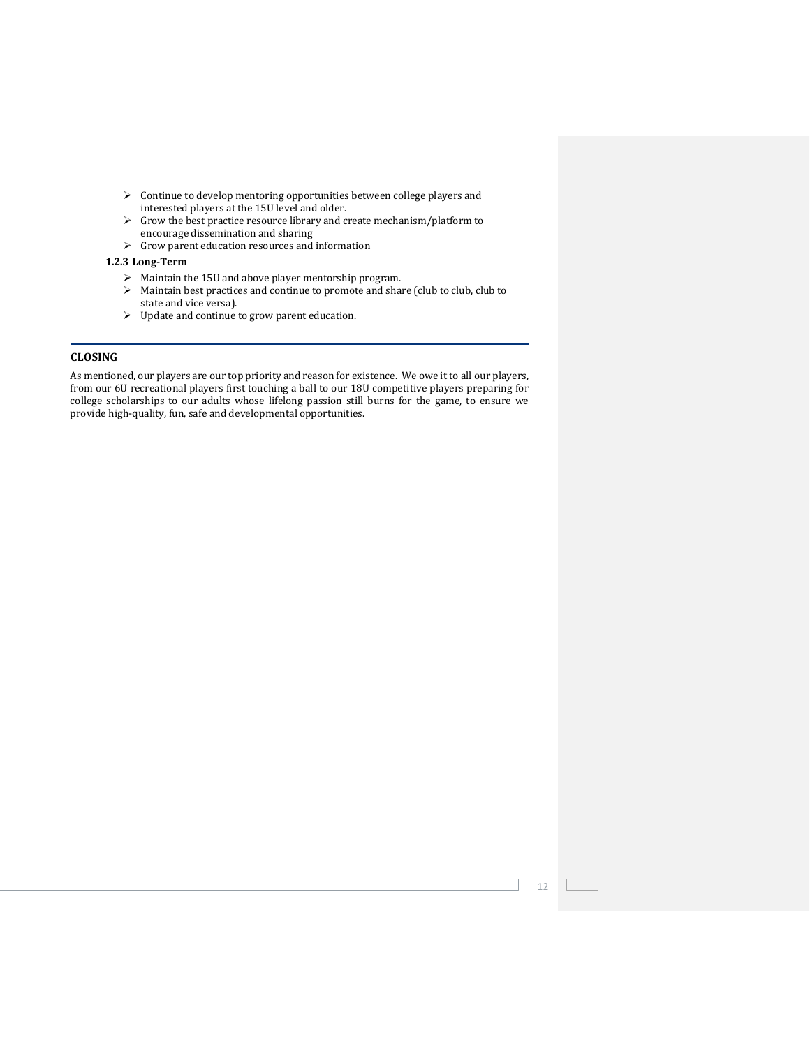- Continue to develop mentoring opportunities between college players and interested players at the 15U level and older.
- Grow the best practice resource library and create mechanism/platform to encourage dissemination and sharing
- Grow parent education resources and information

#### 1.2.3 Long-Term

- Maintain the 15U and above player mentorship program.
- Maintain best practices and continue to promote and share (club to club, club to state and vice versa).
- Update and continue to grow parent education.

---

## CLOSING

As mentioned, our players are our top priority and reason for existence. We owe it to all our players, from our 6U recreational players first touching a ball to our 18U competitive players preparing for college scholarships to our adults whose lifelong passion still burns for the game, to ensure we provide high-quality, fun, safe and developmental opportunities.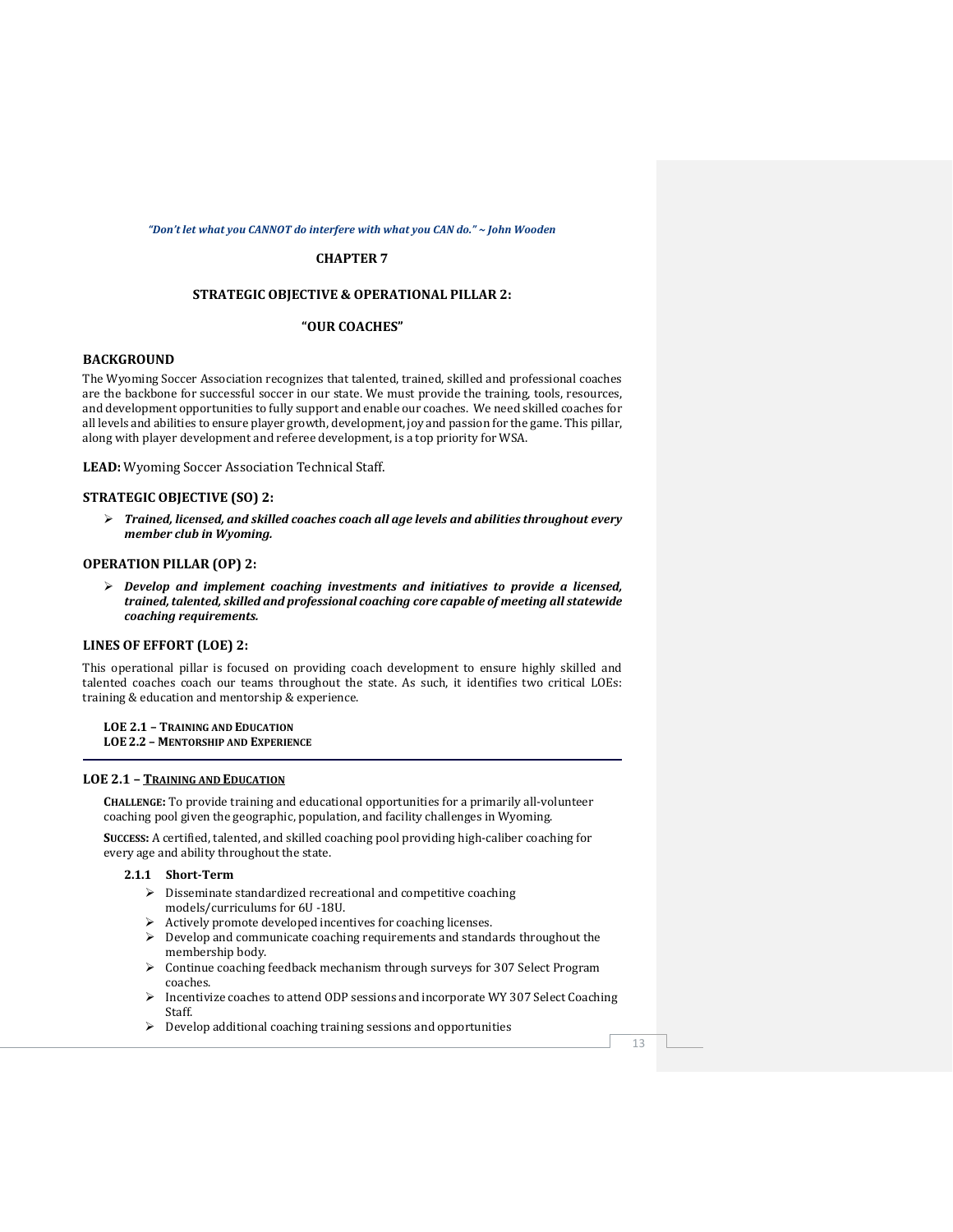*"Don't let what you CANNOT do interfere with what you CAN do." ~ John Wooden*

# CHAPTER 7

## STRATEGIC OBJECTIVE & OPERATIONAL PILLAR 2:

## "OUR COACHES"

### BACKGROUND

The Wyoming Soccer Association recognizes that talented, trained, skilled and professional coaches are the backbone for successful soccer in our state. We must provide the training, tools, resources, and development opportunities to fully support and enable our coaches. We need skilled coaches for all levels and abilities to ensure player growth, development, joy and passion for the game. This pillar, along with player development and referee development, is a top priority for WSA.

**LEAD:** Wyoming Soccer Association Technical Staff.

### STRATEGIC OBJECTIVE (SO) 2:

- ***Trained, licensed, and skilled coaches coach all age levels and abilities throughout every member club in Wyoming.***

### OPERATION PILLAR (OP) 2:

- ***Develop and implement coaching investments and initiatives to provide a licensed, trained, talented, skilled and professional coaching core capable of meeting all statewide coaching requirements.***

### LINES OF EFFORT (LOE) 2:

This operational pillar is focused on providing coach development to ensure highly skilled and talented coaches coach our teams throughout the state. As such, it identifies two critical LOEs: training & education and mentorship & experience.

**LOE 2.1 – TRAINING AND EDUCATION**
**LOE 2.2 – MENTORSHIP AND EXPERIENCE**

---

### LOE 2.1 – TRAINING AND EDUCATION

**CHALLENGE:** To provide training and educational opportunities for a primarily all-volunteer coaching pool given the geographic, population, and facility challenges in Wyoming.

**SUCCESS:** A certified, talented, and skilled coaching pool providing high-caliber coaching for every age and ability throughout the state.

#### 2.1.1 Short-Term

- Disseminate standardized recreational and competitive coaching models/curriculums for 6U -18U.
- Actively promote developed incentives for coaching licenses.
- Develop and communicate coaching requirements and standards throughout the membership body.
- Continue coaching feedback mechanism through surveys for 307 Select Program coaches.
- Incentivize coaches to attend ODP sessions and incorporate WY 307 Select Coaching Staff.
- Develop additional coaching training sessions and opportunities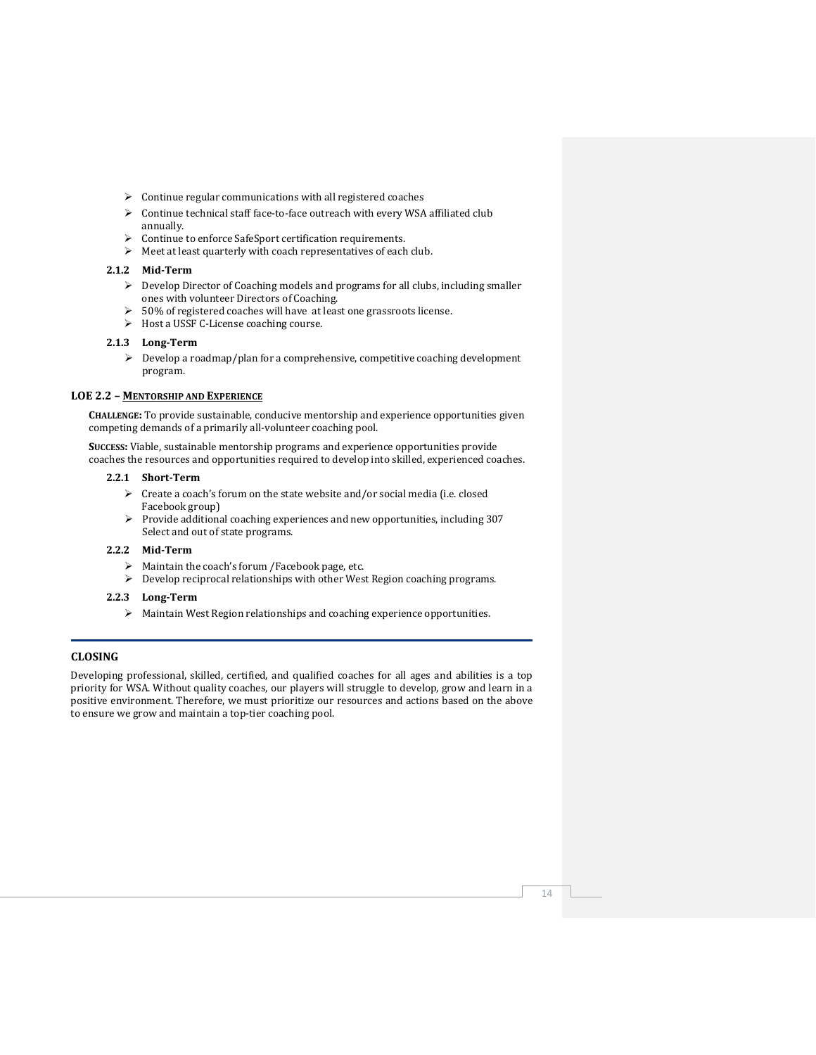- Continue regular communications with all registered coaches
- Continue technical staff face-to-face outreach with every WSA affiliated club annually.
- Continue to enforce SafeSport certification requirements.
- Meet at least quarterly with coach representatives of each club.

#### 2.1.2 Mid-Term

- Develop Director of Coaching models and programs for all clubs, including smaller ones with volunteer Directors of Coaching.
- 50% of registered coaches will have at least one grassroots license.
- Host a USSF C-License coaching course.

#### 2.1.3 Long-Term

- Develop a roadmap/plan for a comprehensive, competitive coaching development program.

### LOE 2.2 – MENTORSHIP AND EXPERIENCE

**CHALLENGE:** To provide sustainable, conducive mentorship and experience opportunities given competing demands of a primarily all-volunteer coaching pool.

**SUCCESS:** Viable, sustainable mentorship programs and experience opportunities provide coaches the resources and opportunities required to develop into skilled, experienced coaches.

#### 2.2.1 Short-Term

- Create a coach's forum on the state website and/or social media (i.e. closed Facebook group)
- Provide additional coaching experiences and new opportunities, including 307 Select and out of state programs.

#### 2.2.2 Mid-Term

- Maintain the coach's forum /Facebook page, etc.
- Develop reciprocal relationships with other West Region coaching programs.

#### 2.2.3 Long-Term

- Maintain West Region relationships and coaching experience opportunities.

---

## CLOSING

Developing professional, skilled, certified, and qualified coaches for all ages and abilities is a top priority for WSA. Without quality coaches, our players will struggle to develop, grow and learn in a positive environment. Therefore, we must prioritize our resources and actions based on the above to ensure we grow and maintain a top-tier coaching pool.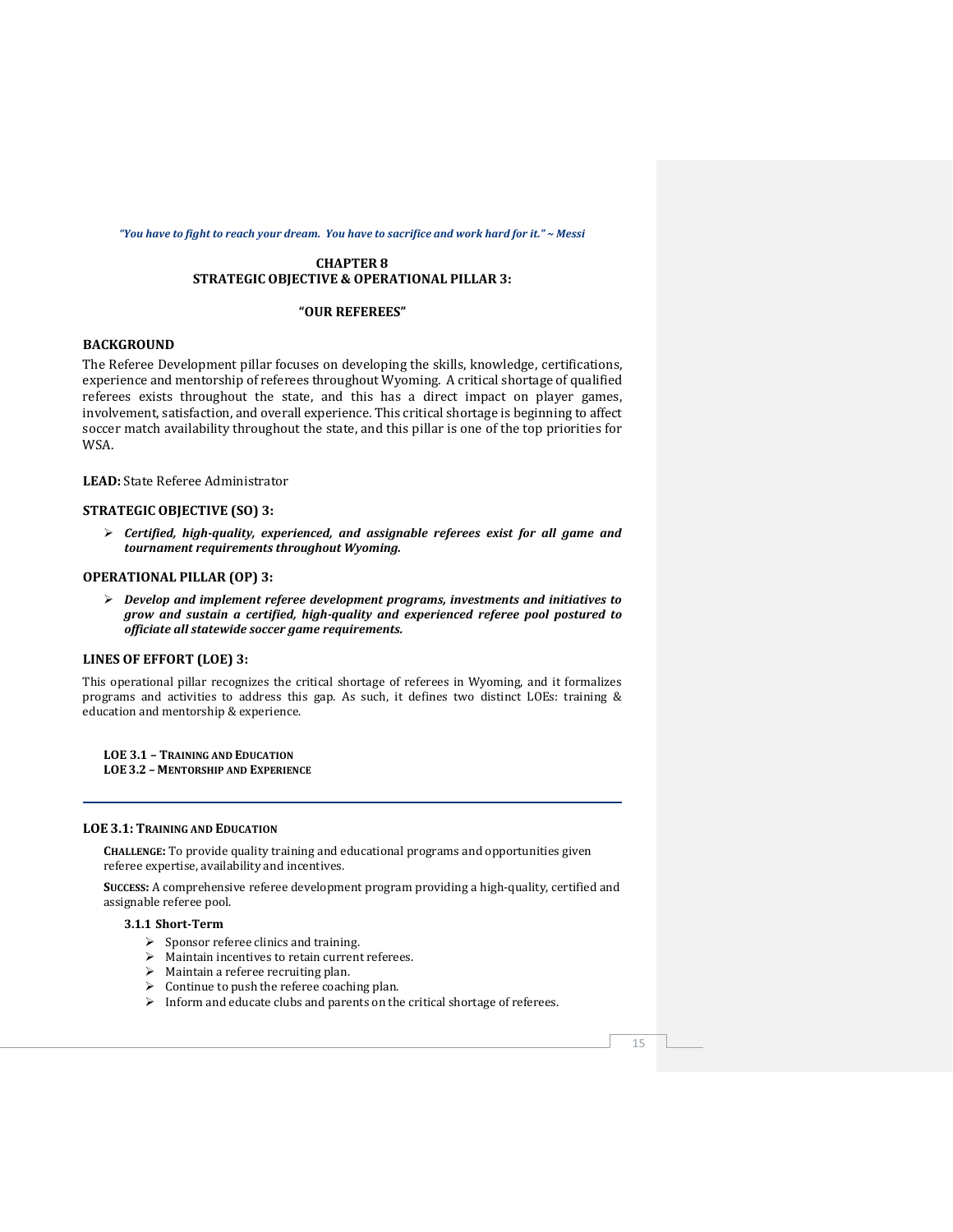*"You have to fight to reach your dream. You have to sacrifice and work hard for it." ~ Messi*

# CHAPTER 8
# STRATEGIC OBJECTIVE & OPERATIONAL PILLAR 3:

## "OUR REFEREES"

### BACKGROUND

The Referee Development pillar focuses on developing the skills, knowledge, certifications, experience and mentorship of referees throughout Wyoming. A critical shortage of qualified referees exists throughout the state, and this has a direct impact on player games, involvement, satisfaction, and overall experience. This critical shortage is beginning to affect soccer match availability throughout the state, and this pillar is one of the top priorities for WSA.

**LEAD:** State Referee Administrator

### STRATEGIC OBJECTIVE (SO) 3:

- ***Certified, high-quality, experienced, and assignable referees exist for all game and tournament requirements throughout Wyoming.***

### OPERATIONAL PILLAR (OP) 3:

- ***Develop and implement referee development programs, investments and initiatives to grow and sustain a certified, high-quality and experienced referee pool postured to officiate all statewide soccer game requirements.***

### LINES OF EFFORT (LOE) 3:

This operational pillar recognizes the critical shortage of referees in Wyoming, and it formalizes programs and activities to address this gap. As such, it defines two distinct LOEs: training & education and mentorship & experience.

**LOE 3.1 – TRAINING AND EDUCATION**
**LOE 3.2 – MENTORSHIP AND EXPERIENCE**

---

### LOE 3.1: TRAINING AND EDUCATION

**CHALLENGE:** To provide quality training and educational programs and opportunities given referee expertise, availability and incentives.

**SUCCESS:** A comprehensive referee development program providing a high-quality, certified and assignable referee pool.

#### 3.1.1 Short-Term

- Sponsor referee clinics and training.
- Maintain incentives to retain current referees.
- Maintain a referee recruiting plan.
- Continue to push the referee coaching plan.
- Inform and educate clubs and parents on the critical shortage of referees.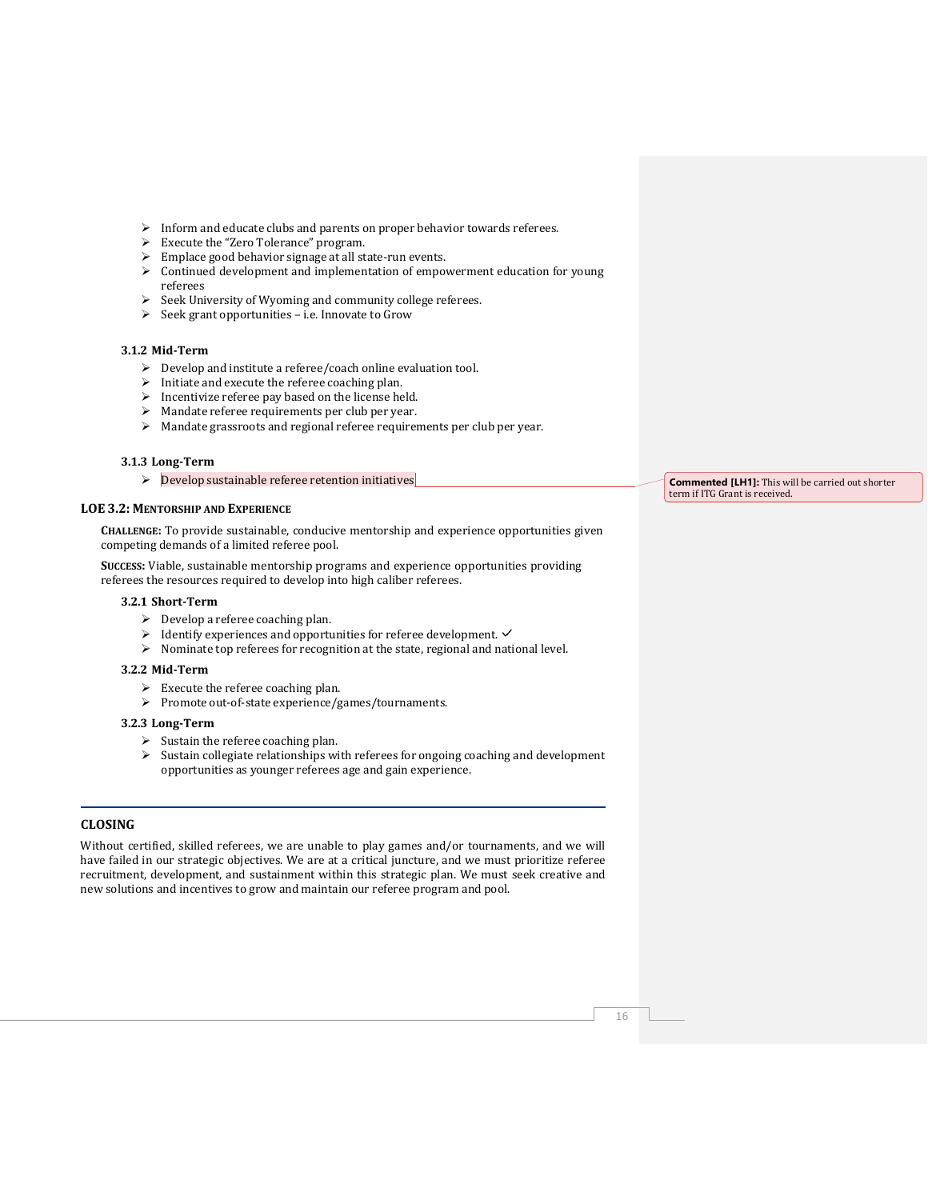- Inform and educate clubs and parents on proper behavior towards referees.
- Execute the "Zero Tolerance" program.
- Emplace good behavior signage at all state-run events.
- Continued development and implementation of empowerment education for young referees
- Seek University of Wyoming and community college referees.
- Seek grant opportunities – i.e. Innovate to Grow

#### 3.1.2 Mid-Term

- Develop and institute a referee/coach online evaluation tool.
- Initiate and execute the referee coaching plan.
- Incentivize referee pay based on the license held.
- Mandate referee requirements per club per year.
- Mandate grassroots and regional referee requirements per club per year.

#### 3.1.3 Long-Term

- Develop sustainable referee retention initiatives

**Commented [LH1]:** This will be carried out shorter term if ITG Grant is received.

### LOE 3.2: Mentorship and Experience

**Challenge:** To provide sustainable, conducive mentorship and experience opportunities given competing demands of a limited referee pool.

**Success:** Viable, sustainable mentorship programs and experience opportunities providing referees the resources required to develop into high caliber referees.

#### 3.2.1 Short-Term

- Develop a referee coaching plan.
- Identify experiences and opportunities for referee development. ✓
- Nominate top referees for recognition at the state, regional and national level.

#### 3.2.2 Mid-Term

- Execute the referee coaching plan.
- Promote out-of-state experience/games/tournaments.

#### 3.2.3 Long-Term

- Sustain the referee coaching plan.
- Sustain collegiate relationships with referees for ongoing coaching and development opportunities as younger referees age and gain experience.

---

## CLOSING

Without certified, skilled referees, we are unable to play games and/or tournaments, and we will have failed in our strategic objectives. We are at a critical juncture, and we must prioritize referee recruitment, development, and sustainment within this strategic plan. We must seek creative and new solutions and incentives to grow and maintain our referee program and pool.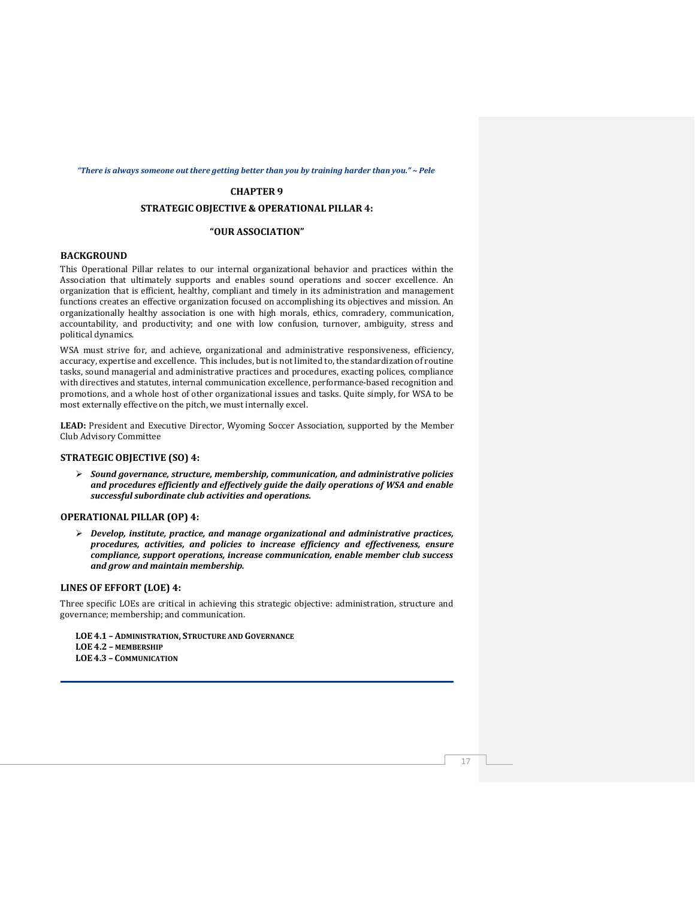*"There is always someone out there getting better than you by training harder than you." ~ Pele*

# CHAPTER 9

## STRATEGIC OBJECTIVE & OPERATIONAL PILLAR 4:

## "OUR ASSOCIATION"

### BACKGROUND

This Operational Pillar relates to our internal organizational behavior and practices within the Association that ultimately supports and enables sound operations and soccer excellence. An organization that is efficient, healthy, compliant and timely in its administration and management functions creates an effective organization focused on accomplishing its objectives and mission. An organizationally healthy association is one with high morals, ethics, comradery, communication, accountability, and productivity; and one with low confusion, turnover, ambiguity, stress and political dynamics.

WSA must strive for, and achieve, organizational and administrative responsiveness, efficiency, accuracy, expertise and excellence. This includes, but is not limited to, the standardization of routine tasks, sound managerial and administrative practices and procedures, exacting polices, compliance with directives and statutes, internal communication excellence, performance-based recognition and promotions, and a whole host of other organizational issues and tasks. Quite simply, for WSA to be most externally effective on the pitch, we must internally excel.

**LEAD:** President and Executive Director, Wyoming Soccer Association, supported by the Member Club Advisory Committee

### STRATEGIC OBJECTIVE (SO) 4:

- ***Sound governance, structure, membership, communication, and administrative policies and procedures efficiently and effectively guide the daily operations of WSA and enable successful subordinate club activities and operations.***

### OPERATIONAL PILLAR (OP) 4:

- ***Develop, institute, practice, and manage organizational and administrative practices, procedures, activities, and policies to increase efficiency and effectiveness, ensure compliance, support operations, increase communication, enable member club success and grow and maintain membership.***

### LINES OF EFFORT (LOE) 4:

Three specific LOEs are critical in achieving this strategic objective: administration, structure and governance; membership; and communication.

**LOE 4.1 – ADMINISTRATION, STRUCTURE AND GOVERNANCE**
**LOE 4.2 – MEMBERSHIP**
**LOE 4.3 – COMMUNICATION**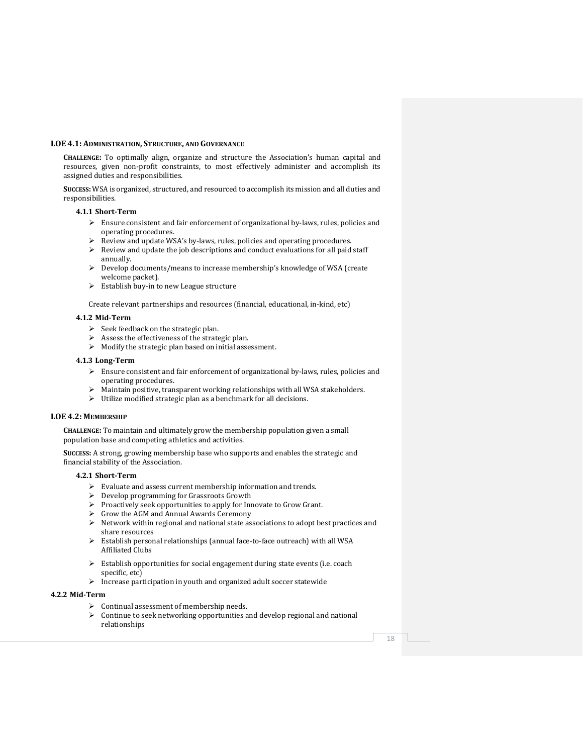### LOE 4.1: Administration, Structure, and Governance

**Challenge:** To optimally align, organize and structure the Association's human capital and resources, given non-profit constraints, to most effectively administer and accomplish its assigned duties and responsibilities.

**Success:** WSA is organized, structured, and resourced to accomplish its mission and all duties and responsibilities.

#### 4.1.1 Short-Term

- Ensure consistent and fair enforcement of organizational by-laws, rules, policies and operating procedures.
- Review and update WSA's by-laws, rules, policies and operating procedures.
- Review and update the job descriptions and conduct evaluations for all paid staff annually.
- Develop documents/means to increase membership's knowledge of WSA (create welcome packet).
- Establish buy-in to new League structure

Create relevant partnerships and resources (financial, educational, in-kind, etc)

#### 4.1.2 Mid-Term

- Seek feedback on the strategic plan.
- Assess the effectiveness of the strategic plan.
- Modify the strategic plan based on initial assessment.

#### 4.1.3 Long-Term

- Ensure consistent and fair enforcement of organizational by-laws, rules, policies and operating procedures.
- Maintain positive, transparent working relationships with all WSA stakeholders.
- Utilize modified strategic plan as a benchmark for all decisions.

### LOE 4.2: Membership

**Challenge:** To maintain and ultimately grow the membership population given a small population base and competing athletics and activities.

**Success:** A strong, growing membership base who supports and enables the strategic and financial stability of the Association.

#### 4.2.1 Short-Term

- Evaluate and assess current membership information and trends.
- Develop programming for Grassroots Growth
- Proactively seek opportunities to apply for Innovate to Grow Grant.
- Grow the AGM and Annual Awards Ceremony
- Network within regional and national state associations to adopt best practices and share resources
- Establish personal relationships (annual face-to-face outreach) with all WSA Affiliated Clubs
- Establish opportunities for social engagement during state events (i.e. coach specific, etc)
- Increase participation in youth and organized adult soccer statewide

#### 4.2.2 Mid-Term

- Continual assessment of membership needs.
- Continue to seek networking opportunities and develop regional and national relationships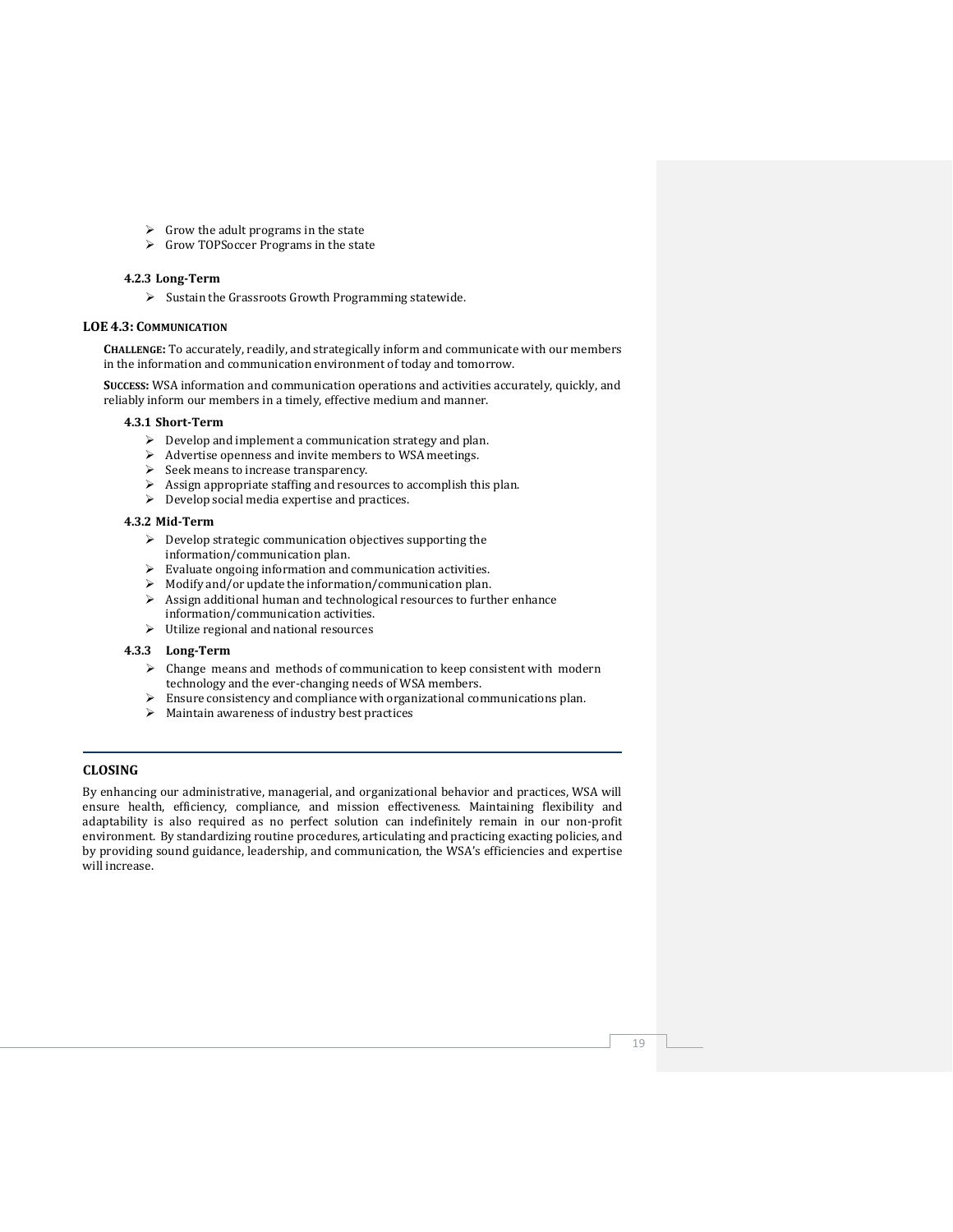- Grow the adult programs in the state
- Grow TOPSoccer Programs in the state

#### 4.2.3 Long-Term

- Sustain the Grassroots Growth Programming statewide.

### LOE 4.3: Communication

**Challenge:** To accurately, readily, and strategically inform and communicate with our members in the information and communication environment of today and tomorrow.

**Success:** WSA information and communication operations and activities accurately, quickly, and reliably inform our members in a timely, effective medium and manner.

#### 4.3.1 Short-Term

- Develop and implement a communication strategy and plan.
- Advertise openness and invite members to WSA meetings.
- Seek means to increase transparency.
- Assign appropriate staffing and resources to accomplish this plan.
- Develop social media expertise and practices.

#### 4.3.2 Mid-Term

- Develop strategic communication objectives supporting the information/communication plan.
- Evaluate ongoing information and communication activities.
- Modify and/or update the information/communication plan.
- Assign additional human and technological resources to further enhance information/communication activities.
- Utilize regional and national resources

#### 4.3.3 Long-Term

- Change means and methods of communication to keep consistent with modern technology and the ever-changing needs of WSA members.
- Ensure consistency and compliance with organizational communications plan.
- Maintain awareness of industry best practices

## CLOSING

By enhancing our administrative, managerial, and organizational behavior and practices, WSA will ensure health, efficiency, compliance, and mission effectiveness. Maintaining flexibility and adaptability is also required as no perfect solution can indefinitely remain in our non-profit environment. By standardizing routine procedures, articulating and practicing exacting policies, and by providing sound guidance, leadership, and communication, the WSA's efficiencies and expertise will increase.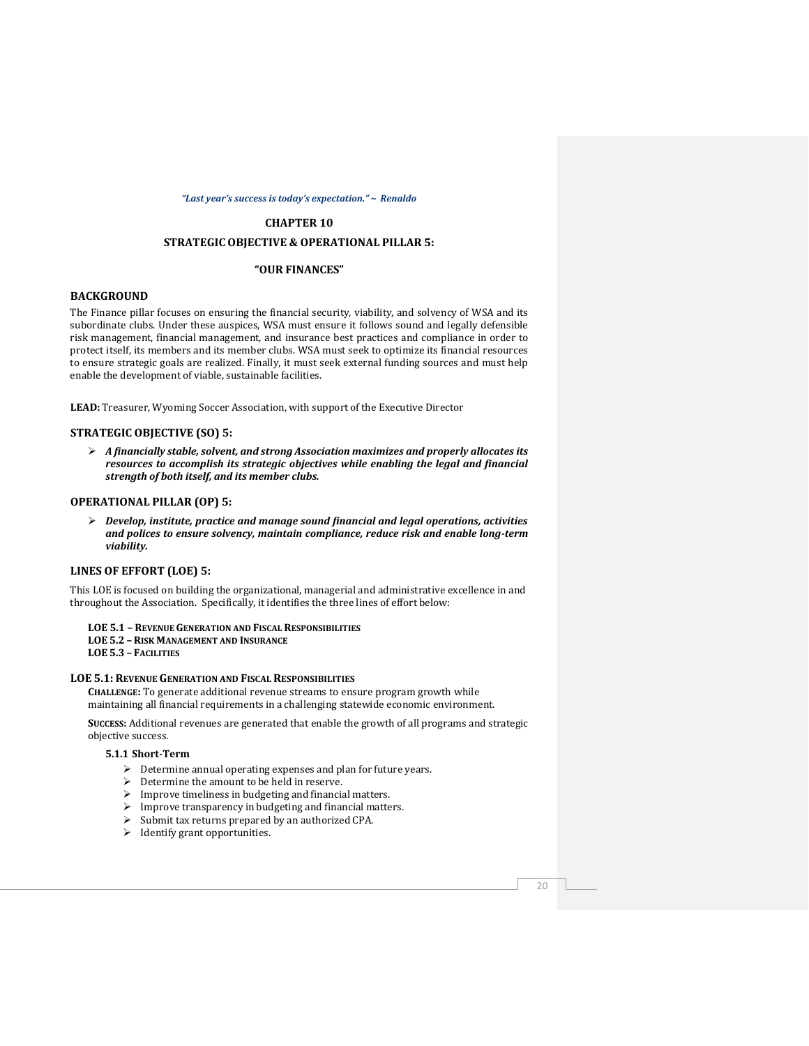*"Last year's success is today's expectation." ~ Renaldo*

# CHAPTER 10

## STRATEGIC OBJECTIVE & OPERATIONAL PILLAR 5:

## "OUR FINANCES"

### BACKGROUND

The Finance pillar focuses on ensuring the financial security, viability, and solvency of WSA and its subordinate clubs. Under these auspices, WSA must ensure it follows sound and legally defensible risk management, financial management, and insurance best practices and compliance in order to protect itself, its members and its member clubs. WSA must seek to optimize its financial resources to ensure strategic goals are realized. Finally, it must seek external funding sources and must help enable the development of viable, sustainable facilities.

**LEAD:** Treasurer, Wyoming Soccer Association, with support of the Executive Director

### STRATEGIC OBJECTIVE (SO) 5:

- ***A financially stable, solvent, and strong Association maximizes and properly allocates its resources to accomplish its strategic objectives while enabling the legal and financial strength of both itself, and its member clubs.***

### OPERATIONAL PILLAR (OP) 5:

- ***Develop, institute, practice and manage sound financial and legal operations, activities and polices to ensure solvency, maintain compliance, reduce risk and enable long-term viability.***

### LINES OF EFFORT (LOE) 5:

This LOE is focused on building the organizational, managerial and administrative excellence in and throughout the Association. Specifically, it identifies the three lines of effort below:

**LOE 5.1 – REVENUE GENERATION AND FISCAL RESPONSIBILITIES**
**LOE 5.2 – RISK MANAGEMENT AND INSURANCE**
**LOE 5.3 – FACILITIES**

#### LOE 5.1: REVENUE GENERATION AND FISCAL RESPONSIBILITIES

**CHALLENGE:** To generate additional revenue streams to ensure program growth while maintaining all financial requirements in a challenging statewide economic environment.

**SUCCESS:** Additional revenues are generated that enable the growth of all programs and strategic objective success.

**5.1.1 Short-Term**

- Determine annual operating expenses and plan for future years.
- Determine the amount to be held in reserve.
- Improve timeliness in budgeting and financial matters.
- Improve transparency in budgeting and financial matters.
- Submit tax returns prepared by an authorized CPA.
- Identify grant opportunities.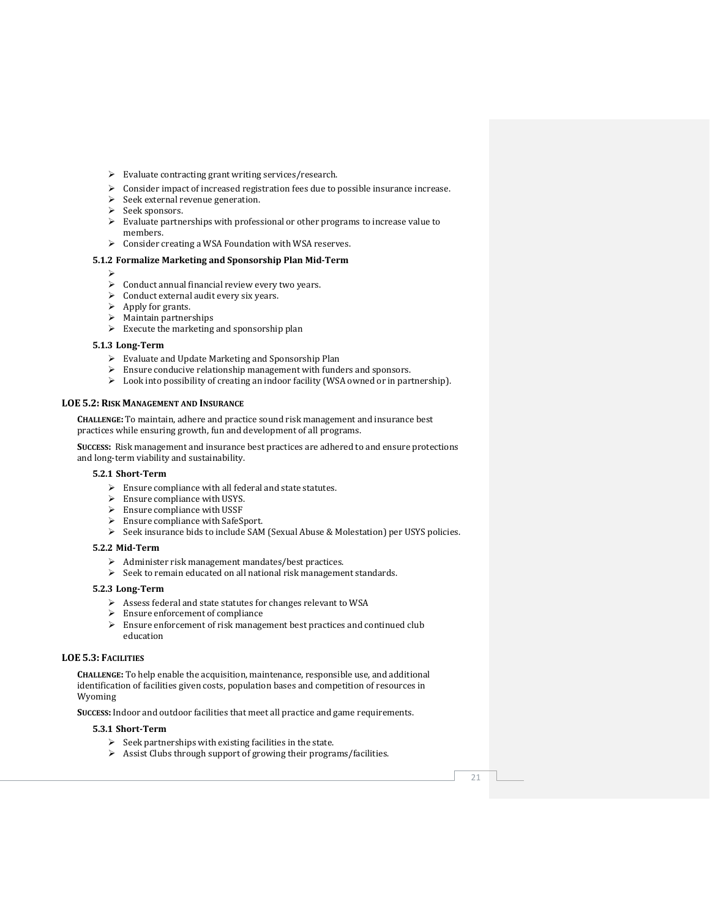- Evaluate contracting grant writing services/research.
- Consider impact of increased registration fees due to possible insurance increase.
- Seek external revenue generation.
- Seek sponsors.
- Evaluate partnerships with professional or other programs to increase value to members.
- Consider creating a WSA Foundation with WSA reserves.

#### 5.1.2 Formalize Marketing and Sponsorship Plan Mid-Term

- 
- Conduct annual financial review every two years.
- Conduct external audit every six years.
- Apply for grants.
- Maintain partnerships
- Execute the marketing and sponsorship plan

#### 5.1.3 Long-Term

- Evaluate and Update Marketing and Sponsorship Plan
- Ensure conducive relationship management with funders and sponsors.
- Look into possibility of creating an indoor facility (WSA owned or in partnership).

### LOE 5.2: Risk Management and Insurance

**Challenge:** To maintain, adhere and practice sound risk management and insurance best practices while ensuring growth, fun and development of all programs.

**Success:** Risk management and insurance best practices are adhered to and ensure protections and long-term viability and sustainability.

#### 5.2.1 Short-Term

- Ensure compliance with all federal and state statutes.
- Ensure compliance with USYS.
- Ensure compliance with USSF
- Ensure compliance with SafeSport.
- Seek insurance bids to include SAM (Sexual Abuse & Molestation) per USYS policies.

#### 5.2.2 Mid-Term

- Administer risk management mandates/best practices.
- Seek to remain educated on all national risk management standards.

#### 5.2.3 Long-Term

- Assess federal and state statutes for changes relevant to WSA
- Ensure enforcement of compliance
- Ensure enforcement of risk management best practices and continued club education

### LOE 5.3: Facilities

**Challenge:** To help enable the acquisition, maintenance, responsible use, and additional identification of facilities given costs, population bases and competition of resources in Wyoming

**Success:** Indoor and outdoor facilities that meet all practice and game requirements.

#### 5.3.1 Short-Term

- Seek partnerships with existing facilities in the state.
- Assist Clubs through support of growing their programs/facilities.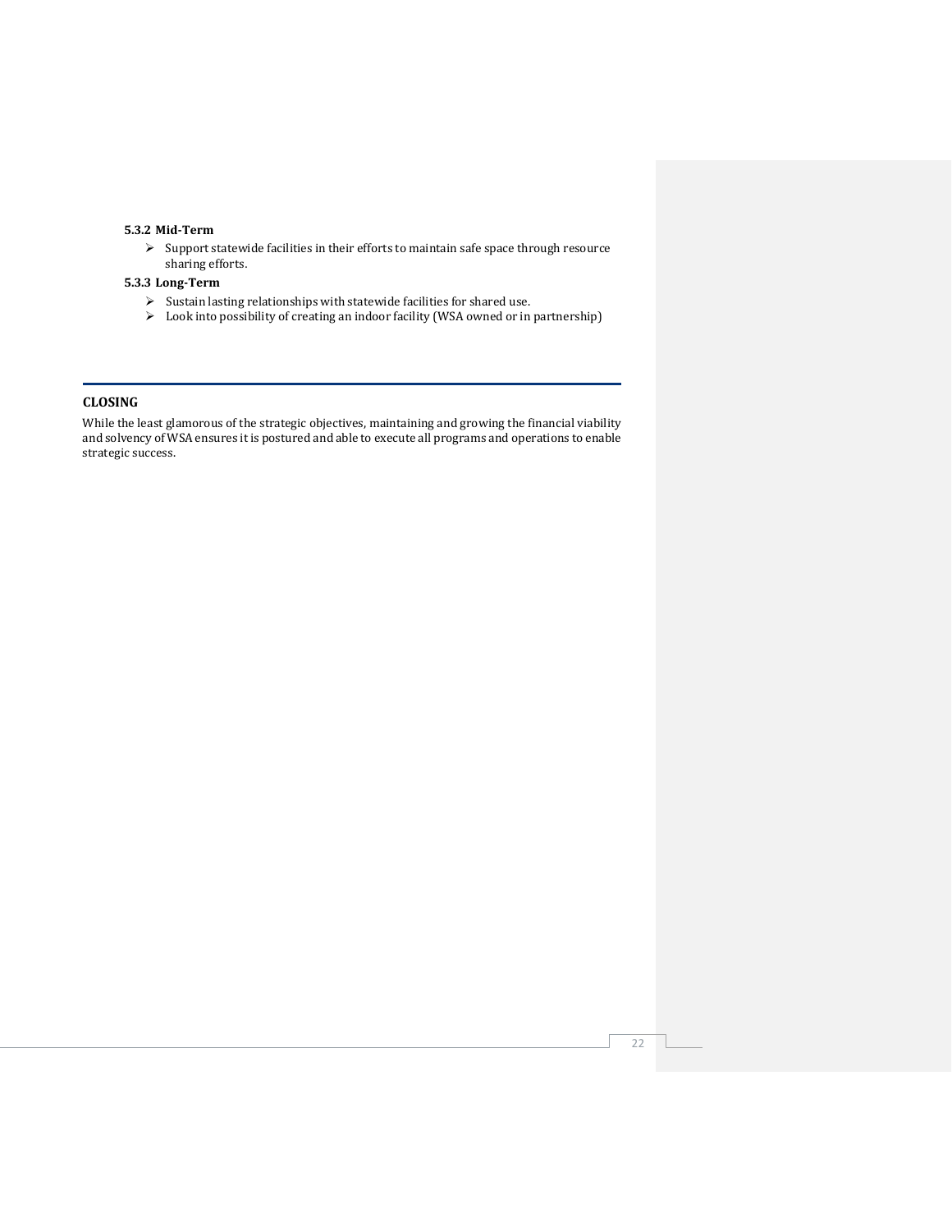#### 5.3.2 Mid-Term

- Support statewide facilities in their efforts to maintain safe space through resource sharing efforts.

#### 5.3.3 Long-Term

- Sustain lasting relationships with statewide facilities for shared use.
- Look into possibility of creating an indoor facility (WSA owned or in partnership)

## CLOSING

While the least glamorous of the strategic objectives, maintaining and growing the financial viability and solvency of WSA ensures it is postured and able to execute all programs and operations to enable strategic success.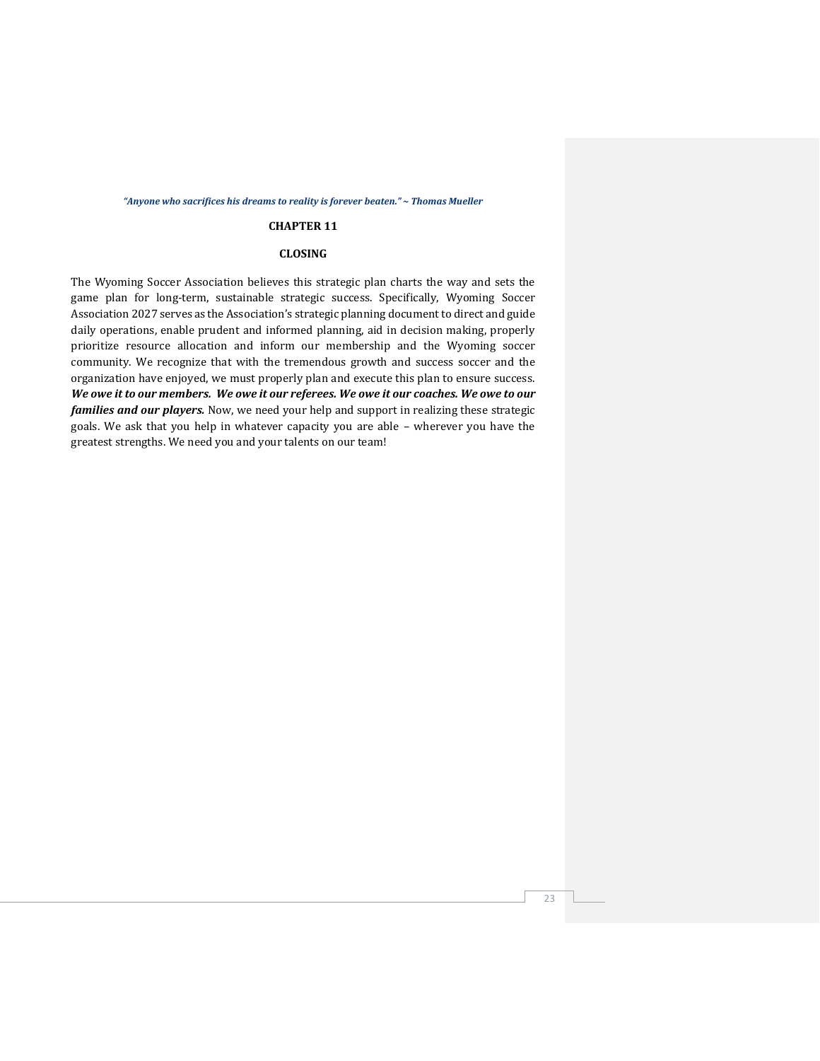*"Anyone who sacrifices his dreams to reality is forever beaten." ~ Thomas Mueller*

# CHAPTER 11

## CLOSING

The Wyoming Soccer Association believes this strategic plan charts the way and sets the game plan for long-term, sustainable strategic success. Specifically, Wyoming Soccer Association 2027 serves as the Association's strategic planning document to direct and guide daily operations, enable prudent and informed planning, aid in decision making, properly prioritize resource allocation and inform our membership and the Wyoming soccer community. We recognize that with the tremendous growth and success soccer and the organization have enjoyed, we must properly plan and execute this plan to ensure success. ***We owe it to our members. We owe it our referees. We owe it our coaches. We owe to our families and our players.*** Now, we need your help and support in realizing these strategic goals. We ask that you help in whatever capacity you are able – wherever you have the greatest strengths. We need you and your talents on our team!